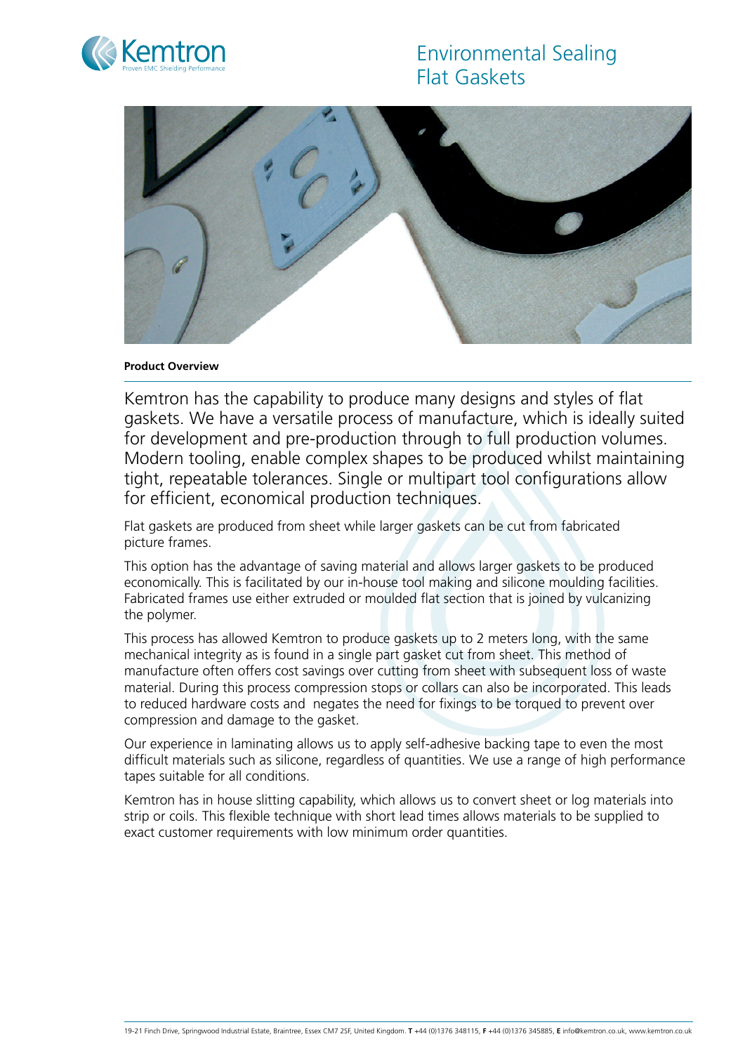# Environmental Sealing Flat Gaskets

**Product Overview**

Kemtron has the capability to produce many designs and styles of flat gaskets. We have a versatile process of manufacture, which is ideally suited for development and pre-production through to full production volumes. Modern tooling, enable complex shapes to be produced whilst maintaining tight, repeatable tolerances. Single or multipart tool configurations allow for efficient, economical production techniques.

Flat gaskets are produced from sheet while larger gaskets can be cut from fabricated picture frames.

This option has the advantage of saving material and allows larger gaskets to be produced economically. This is facilitated by our in-house tool making and silicone moulding facilities. Fabricated frames use either extruded or moulded flat section that is joined by vulcanizing the polymer.

This process has allowed Kemtron to produce gaskets up to 2 meters long, with the same mechanical integrity as is found in a single part gasket cut from sheet. This method of manufacture often offers cost savings over cutting from sheet with subsequent loss of waste material. During this process compression stops or collars can also be incorporated. This leads to reduced hardware costs and negates the need for fixings to be torqued to prevent over compression and damage to the gasket.

Our experience in laminating allows us to apply self-adhesive backing tape to even the most difficult materials such as silicone, regardless of quantities. We use a range of high performance tapes suitable for all conditions.

Kemtron has in house slitting capability, which allows us to convert sheet or log materials into strip or coils. This flexible technique with short lead times allows materials to be supplied to exact customer requirements with low minimum order quantities.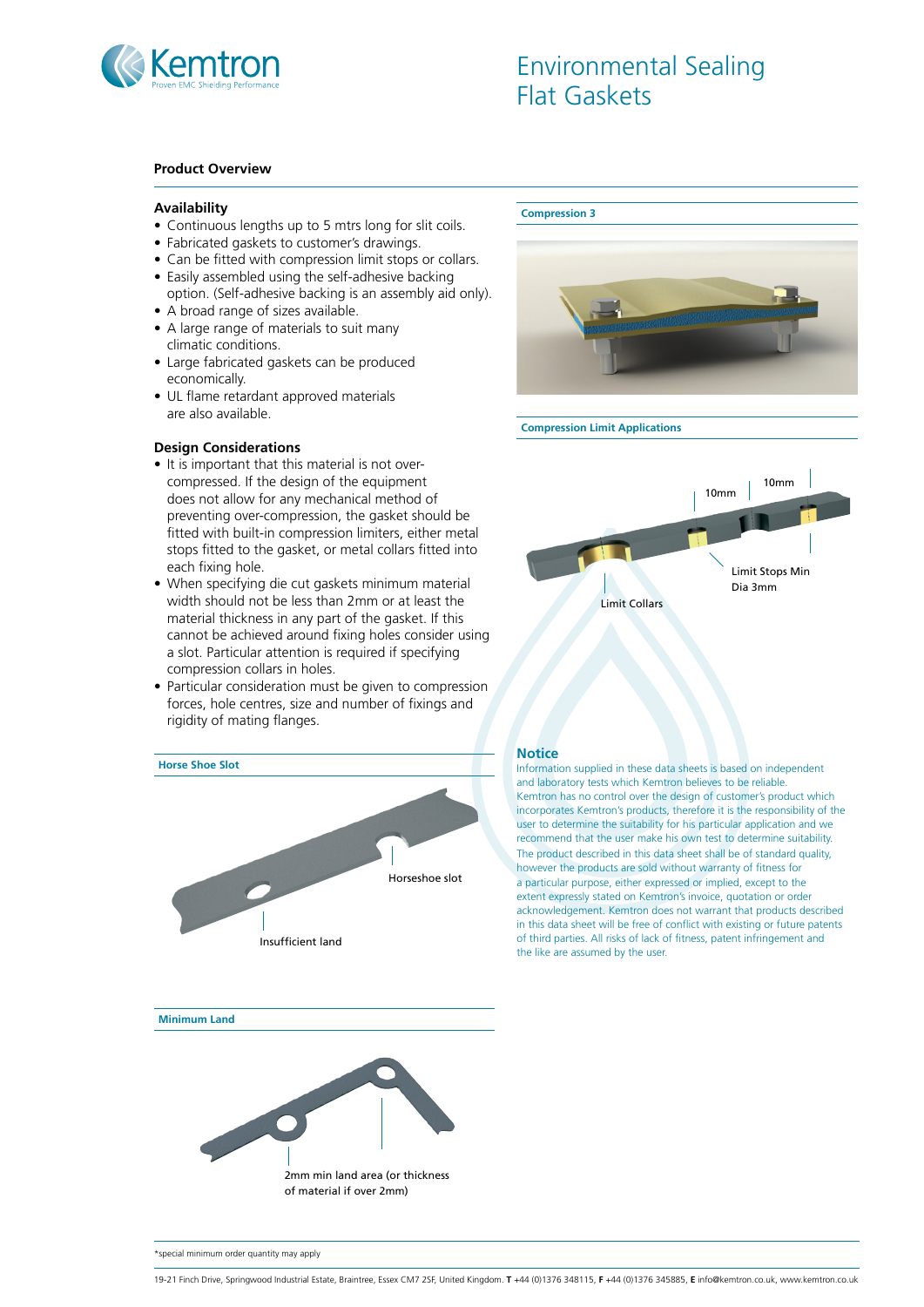# Environmental Sealing Flat Gaskets

## Product Overview

### Availability

- Continuous lengths up to 5 mtrs long for slit coils.
- Fabricated gaskets to customer's drawings.
- Can be fitted with compression limit stops or collars.
- Easily assembled using the self-adhesive backing option. (Self-adhesive backing is an assembly aid only).
- A broad range of sizes available.
- A large range of materials to suit many climatic conditions.
- Large fabricated gaskets can be produced economically.
- UL flame retardant approved materials are also available.

### Design Considerations

- It is important that this material is not over-compressed. If the design of the equipment does not allow for any mechanical method of preventing over-compression, the gasket should be fitted with built-in compression limiters, either metal stops fitted to the gasket, or metal collars fitted into each fixing hole.
- When specifying die cut gaskets minimum material width should not be less than 2mm or at least the material thickness in any part of the gasket. If this cannot be achieved around fixing holes consider using a slot. Particular attention is required if specifying compression collars in holes.
- Particular consideration must be given to compression forces, hole centres, size and number of fixings and rigidity of mating flanges.

**Horse Shoe Slot**

Horseshoe slot

Insufficient land

**Minimum Land**

2mm min land area (or thickness of material if over 2mm)

**Compression 3**

**Compression Limit Applications**

10mm

10mm

Limit Stops Min Dia 3mm

Limit Collars

## Notice

Information supplied in these data sheets is based on independent and laboratory tests which Kemtron believes to be reliable. Kemtron has no control over the design of customer's product which incorporates Kemtron's products, therefore it is the responsibility of the user to determine the suitability for his particular application and we recommend that the user make his own test to determine suitability. The product described in this data sheet shall be of standard quality, however the products are sold without warranty of fitness for a particular purpose, either expressed or implied, except to the extent expressly stated on Kemtron's invoice, quotation or order acknowledgement. Kemtron does not warrant that products described in this data sheet will be free of conflict with existing or future patents of third parties. All risks of lack of fitness, patent infringement and the like are assumed by the user.

*special minimum order quantity may apply

19-21 Finch Drive, Springwood Industrial Estate, Braintree, Essex CM7 2SF, United Kingdom. **T** +44 (0)1376 348115, **F** +44 (0)1376 345885, **E** info@kemtron.co.uk, www.kemtron.co.uk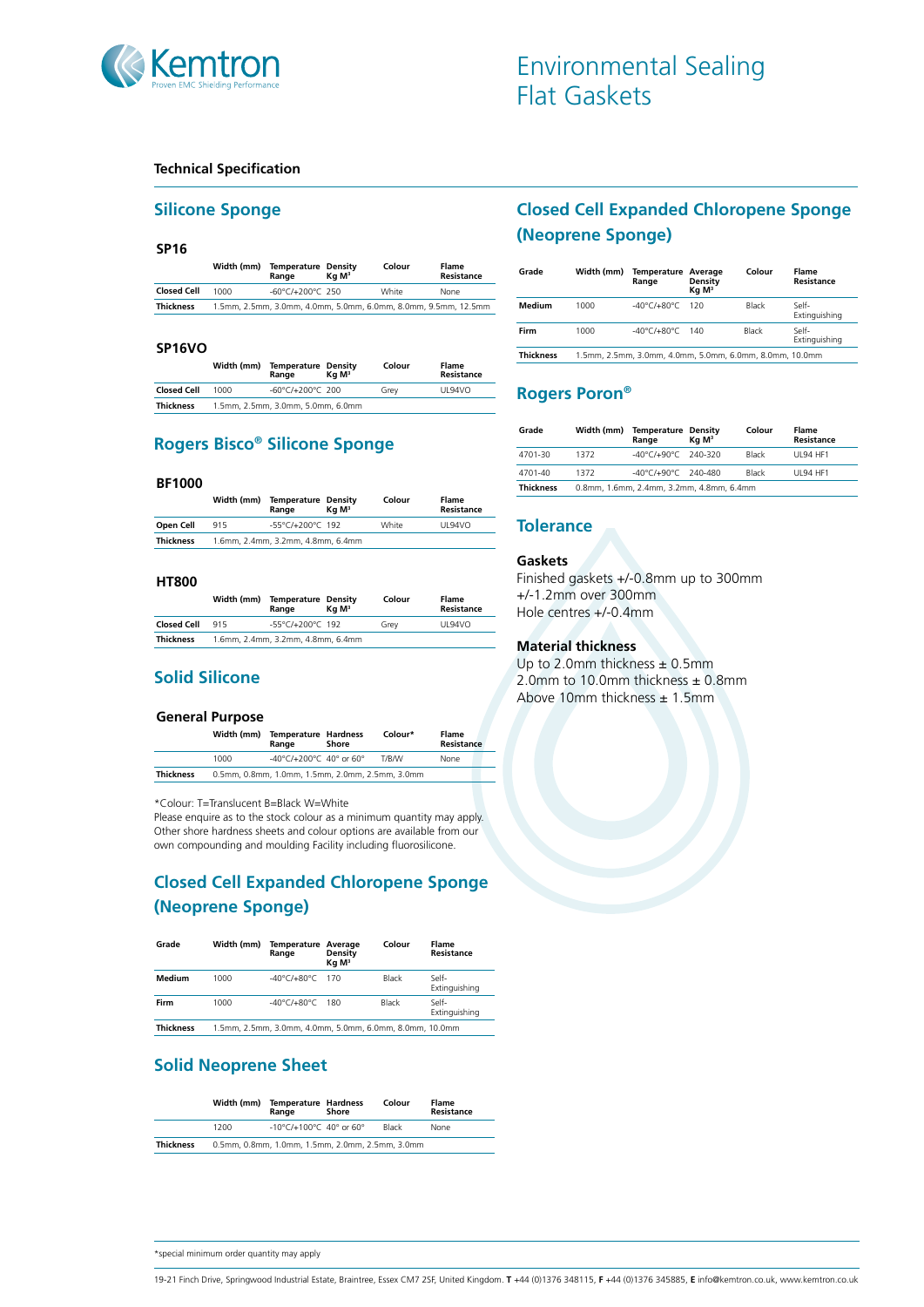# Environmental Sealing Flat Gaskets

**Technical Specification**

## Silicone Sponge

### SP16

| | Width (mm) | Temperature Range | Density Kg M³ | Colour | Flame Resistance |
|---|---|---|---|---|---|
| Closed Cell | 1000 | -60°C/+200°C | 250 | White | None |
| Thickness | 1.5mm, 2.5mm, 3.0mm, 4.0mm, 5.0mm, 6.0mm, 8.0mm, 9.5mm, 12.5mm | | | | |

### SP16VO

| | Width (mm) | Temperature Range | Density Kg M³ | Colour | Flame Resistance |
|---|---|---|---|---|---|
| Closed Cell | 1000 | -60°C/+200°C | 200 | Grey | UL94VO |
| Thickness | 1.5mm, 2.5mm, 3.0mm, 5.0mm, 6.0mm | | | | |

## Rogers Bisco® Silicone Sponge

### BF1000

| | Width (mm) | Temperature Range | Density Kg M³ | Colour | Flame Resistance |
|---|---|---|---|---|---|
| Open Cell | 915 | -55°C/+200°C | 192 | White | UL94VO |
| Thickness | 1.6mm, 2.4mm, 3.2mm, 4.8mm, 6.4mm | | | | |

### HT800

| | Width (mm) | Temperature Range | Density Kg M³ | Colour | Flame Resistance |
|---|---|---|---|---|---|
| Closed Cell | 915 | -55°C/+200°C | 192 | Grey | UL94VO |
| Thickness | 1.6mm, 2.4mm, 3.2mm, 4.8mm, 6.4mm | | | | |

## Solid Silicone

### General Purpose

| | Width (mm) | Temperature Range | Hardness Shore | Colour* | Flame Resistance |
|---|---|---|---|---|---|
| | 1000 | -40°C/+200°C | 40° or 60° | T/B/W | None |
| Thickness | 0.5mm, 0.8mm, 1.0mm, 1.5mm, 2.0mm, 2.5mm, 3.0mm | | | | |

*Colour: T=Translucent B=Black W=White
Please enquire as to the stock colour as a minimum quantity may apply. Other shore hardness sheets and colour options are available from our own compounding and moulding Facility including fluorosilicone.

## Closed Cell Expanded Chloropene Sponge (Neoprene Sponge)

| Grade | Width (mm) | Temperature Range | Average Density Kg M³ | Colour | Flame Resistance |
|---|---|---|---|---|---|
| Medium | 1000 | -40°C/+80°C | 170 | Black | Self-Extinguishing |
| Firm | 1000 | -40°C/+80°C | 180 | Black | Self-Extinguishing |
| Thickness | 1.5mm, 2.5mm, 3.0mm, 4.0mm, 5.0mm, 6.0mm, 8.0mm, 10.0mm | | | | |

## Solid Neoprene Sheet

| | Width (mm) | Temperature Range | Hardness Shore | Colour | Flame Resistance |
|---|---|---|---|---|---|
| | 1200 | -10°C/+100°C | 40° or 60° | Black | None |
| Thickness | 0.5mm, 0.8mm, 1.0mm, 1.5mm, 2.0mm, 2.5mm, 3.0mm | | | | |

## Closed Cell Expanded Chloropene Sponge (Neoprene Sponge)

| Grade | Width (mm) | Temperature Range | Average Density Kg M³ | Colour | Flame Resistance |
|---|---|---|---|---|---|
| Medium | 1000 | -40°C/+80°C | 120 | Black | Self-Extinguishing |
| Firm | 1000 | -40°C/+80°C | 140 | Black | Self-Extinguishing |
| Thickness | 1.5mm, 2.5mm, 3.0mm, 4.0mm, 5.0mm, 6.0mm, 8.0mm, 10.0mm | | | | |

## Rogers Poron®

| Grade | Width (mm) | Temperature Range | Density Kg M³ | Colour | Flame Resistance |
|---|---|---|---|---|---|
| 4701-30 | 1372 | -40°C/+90°C | 240-320 | Black | UL94 HF1 |
| 4701-40 | 1372 | -40°C/+90°C | 240-480 | Black | UL94 HF1 |
| Thickness | 0.8mm, 1.6mm, 2.4mm, 3.2mm, 4.8mm, 6.4mm | | | | |

## Tolerance

### Gaskets

Finished gaskets +/-0.8mm up to 300mm
+/-1.2mm over 300mm
Hole centres +/-0.4mm

### Material thickness

Up to 2.0mm thickness ± 0.5mm
2.0mm to 10.0mm thickness ± 0.8mm
Above 10mm thickness ± 1.5mm

*special minimum order quantity may apply

19-21 Finch Drive, Springwood Industrial Estate, Braintree, Essex CM7 2SF, United Kingdom. **T** +44 (0)1376 348115, **F** +44 (0)1376 345885, **E** info@kemtron.co.uk, www.kemtron.co.uk